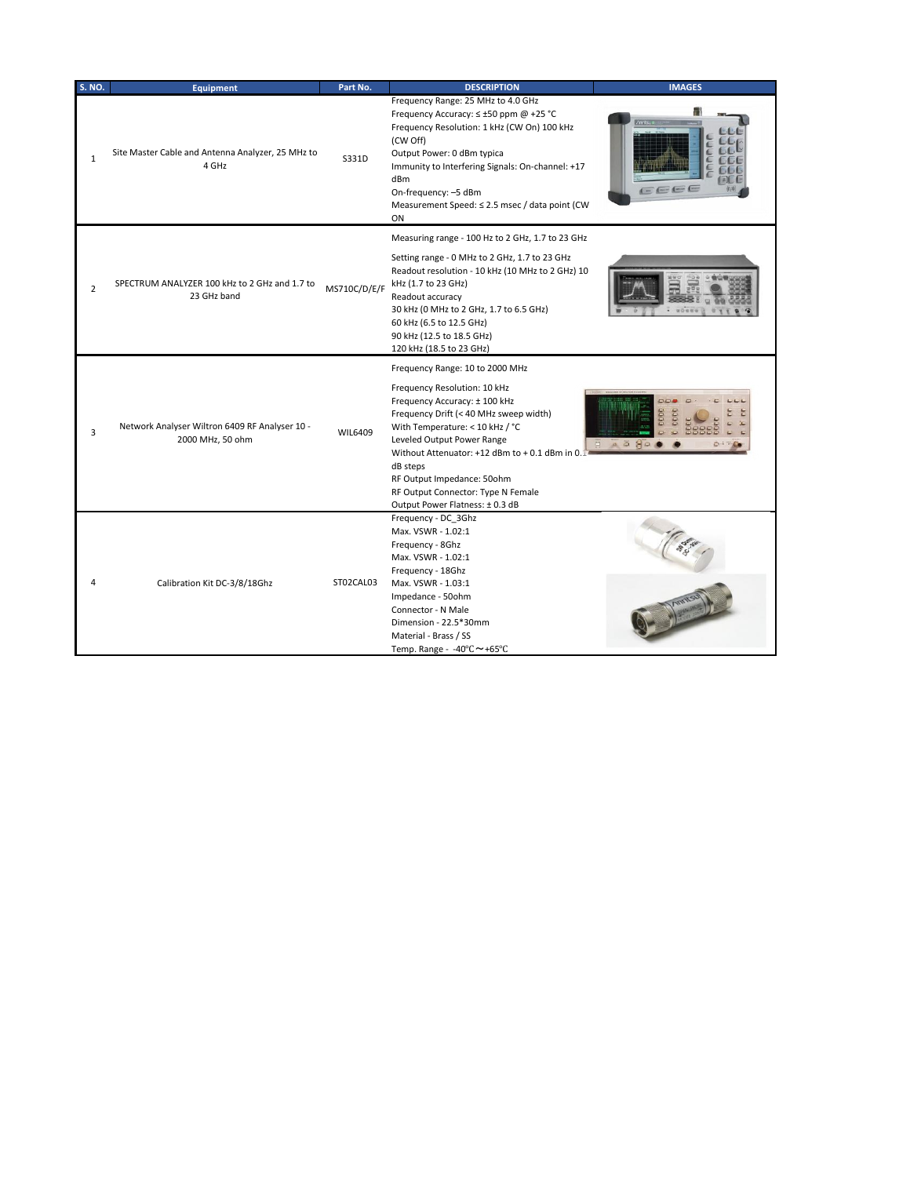| S. NO. | Equipment | Part No. | DESCRIPTION | IMAGES |
|---|---|---|---|---|
| 1 | Site Master Cable and Antenna Analyzer, 25 MHz to 4 GHz | S331D | Frequency Range: 25 MHz to 4.0 GHz<br>Frequency Accuracy: ≤ ±50 ppm @ +25 °C<br>Frequency Resolution: 1 kHz (CW On) 100 kHz (CW Off)<br>Output Power: 0 dBm typica<br>Immunity to Interfering Signals: On-channel: +17 dBm<br>On-frequency: –5 dBm<br>Measurement Speed: ≤ 2.5 msec / data point (CW ON | |
| 2 | SPECTRUM ANALYZER 100 kHz to 2 GHz and 1.7 to 23 GHz band | MS710C/D/E/F | Measuring range - 100 Hz to 2 GHz, 1.7 to 23 GHz<br>Setting range - 0 MHz to 2 GHz, 1.7 to 23 GHz<br>Readout resolution - 10 kHz (10 MHz to 2 GHz) 10 kHz (1.7 to 23 GHz)<br>Readout accuracy<br>30 kHz (0 MHz to 2 GHz, 1.7 to 6.5 GHz)<br>60 kHz (6.5 to 12.5 GHz)<br>90 kHz (12.5 to 18.5 GHz)<br>120 kHz (18.5 to 23 GHz) | |
| 3 | Network Analyser Wiltron 6409 RF Analyser 10 - 2000 MHz, 50 ohm | WIL6409 | Frequency Range: 10 to 2000 MHz<br>Frequency Resolution: 10 kHz<br>Frequency Accuracy: ± 100 kHz<br>Frequency Drift (< 40 MHz sweep width)<br>With Temperature: < 10 kHz / °C<br>Leveled Output Power Range<br>Without Attenuator: +12 dBm to + 0.1 dBm in 0.1 dB steps<br>RF Output Impedance: 50ohm<br>RF Output Connector: Type N Female<br>Output Power Flatness: ± 0.3 dB | |
| 4 | Calibration Kit DC-3/8/18Ghz | ST02CAL03 | Frequency - DC_3Ghz<br>Max. VSWR - 1.02:1<br>Frequency - 8Ghz<br>Max. VSWR - 1.02:1<br>Frequency - 18Ghz<br>Max. VSWR - 1.03:1<br>Impedance - 50ohm<br>Connector - N Male<br>Dimension - 22.5*30mm<br>Material - Brass / SS<br>Temp. Range - -40℃～+65℃ | |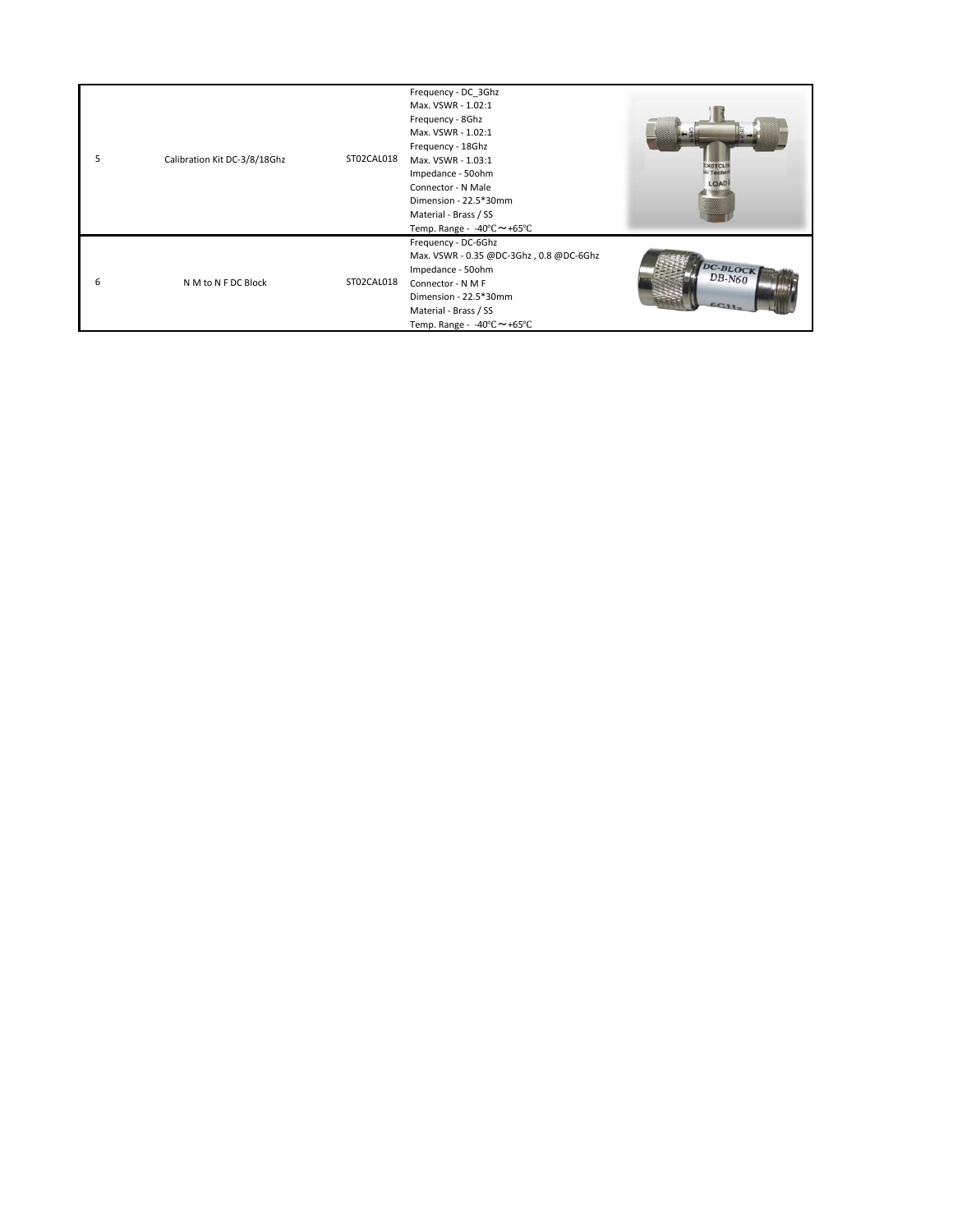| | | | | |
|---|---|---|---|---|
| 5 | Calibration Kit DC-3/8/18Ghz | ST02CAL018 | Frequency - DC_3Ghz<br>Max. VSWR - 1.02:1<br>Frequency - 8Ghz<br>Max. VSWR - 1.02:1<br>Frequency - 18Ghz<br>Max. VSWR - 1.03:1<br>Impedance - 50ohm<br>Connector - N Male<br>Dimension - 22.5*30mm<br>Material - Brass / SS<br>Temp. Range - -40℃～+65℃ | |
| 6 | N M to N F DC Block | ST02CAL018 | Frequency - DC-6Ghz<br>Max. VSWR - 0.35 @DC-3Ghz , 0.8 @DC-6Ghz<br>Impedance - 50ohm<br>Connector - N M F<br>Dimension - 22.5*30mm<br>Material - Brass / SS<br>Temp. Range - -40℃～+65℃ | |